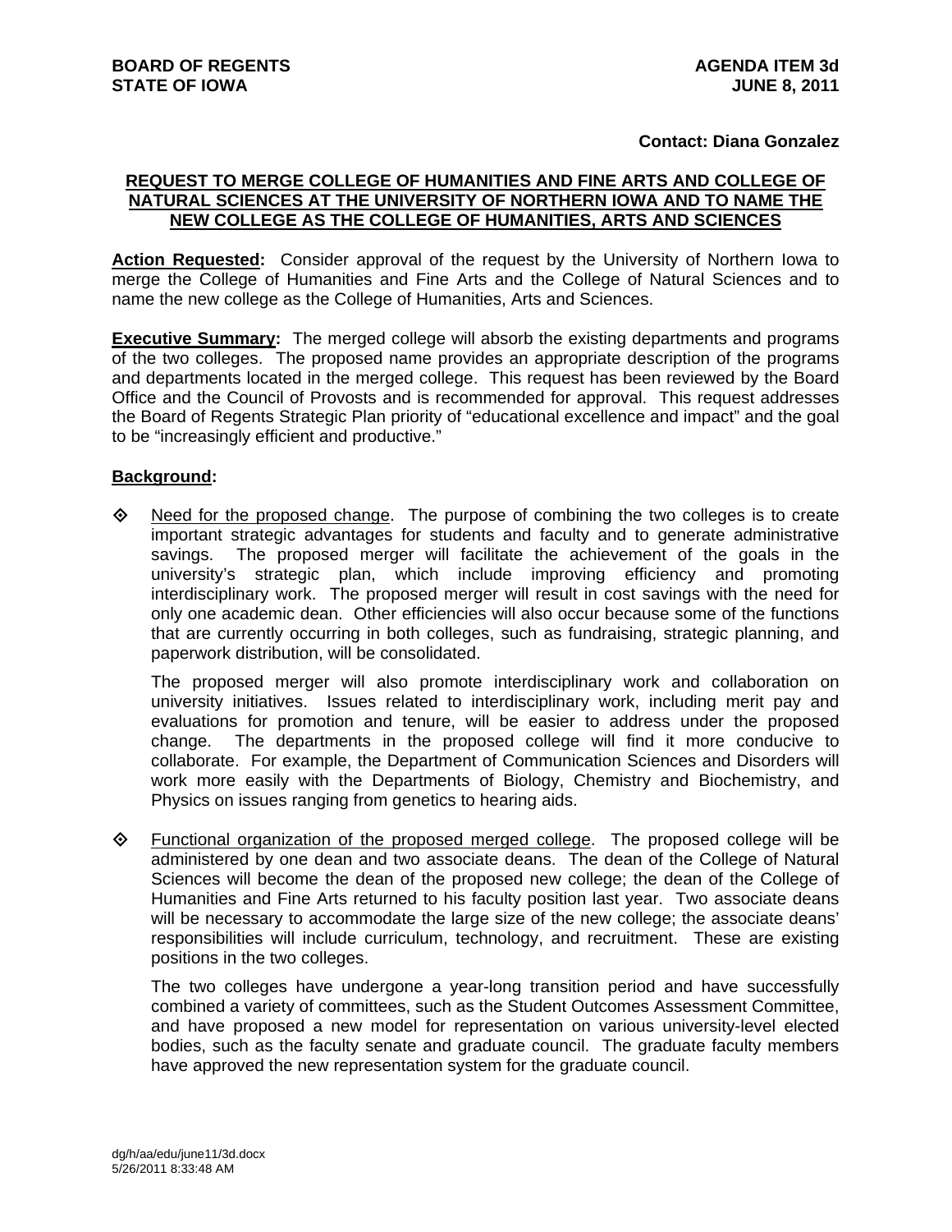**BOARD OF REGENTS**
**STATE OF IOWA**

**AGENDA ITEM 3d**
**JUNE 8, 2011**

**Contact: Diana Gonzalez**

## REQUEST TO MERGE COLLEGE OF HUMANITIES AND FINE ARTS AND COLLEGE OF NATURAL SCIENCES AT THE UNIVERSITY OF NORTHERN IOWA AND TO NAME THE NEW COLLEGE AS THE COLLEGE OF HUMANITIES, ARTS AND SCIENCES

**Action Requested:** Consider approval of the request by the University of Northern Iowa to merge the College of Humanities and Fine Arts and the College of Natural Sciences and to name the new college as the College of Humanities, Arts and Sciences.

**Executive Summary:** The merged college will absorb the existing departments and programs of the two colleges. The proposed name provides an appropriate description of the programs and departments located in the merged college. This request has been reviewed by the Board Office and the Council of Provosts and is recommended for approval. This request addresses the Board of Regents Strategic Plan priority of "educational excellence and impact" and the goal to be "increasingly efficient and productive."

**Background:**

- Need for the proposed change. The purpose of combining the two colleges is to create important strategic advantages for students and faculty and to generate administrative savings. The proposed merger will facilitate the achievement of the goals in the university's strategic plan, which include improving efficiency and promoting interdisciplinary work. The proposed merger will result in cost savings with the need for only one academic dean. Other efficiencies will also occur because some of the functions that are currently occurring in both colleges, such as fundraising, strategic planning, and paperwork distribution, will be consolidated.

  The proposed merger will also promote interdisciplinary work and collaboration on university initiatives. Issues related to interdisciplinary work, including merit pay and evaluations for promotion and tenure, will be easier to address under the proposed change. The departments in the proposed college will find it more conducive to collaborate. For example, the Department of Communication Sciences and Disorders will work more easily with the Departments of Biology, Chemistry and Biochemistry, and Physics on issues ranging from genetics to hearing aids.

- Functional organization of the proposed merged college. The proposed college will be administered by one dean and two associate deans. The dean of the College of Natural Sciences will become the dean of the proposed new college; the dean of the College of Humanities and Fine Arts returned to his faculty position last year. Two associate deans will be necessary to accommodate the large size of the new college; the associate deans' responsibilities will include curriculum, technology, and recruitment. These are existing positions in the two colleges.

  The two colleges have undergone a year-long transition period and have successfully combined a variety of committees, such as the Student Outcomes Assessment Committee, and have proposed a new model for representation on various university-level elected bodies, such as the faculty senate and graduate council. The graduate faculty members have approved the new representation system for the graduate council.

dg/h/aa/edu/june11/3d.docx
5/26/2011 8:33:48 AM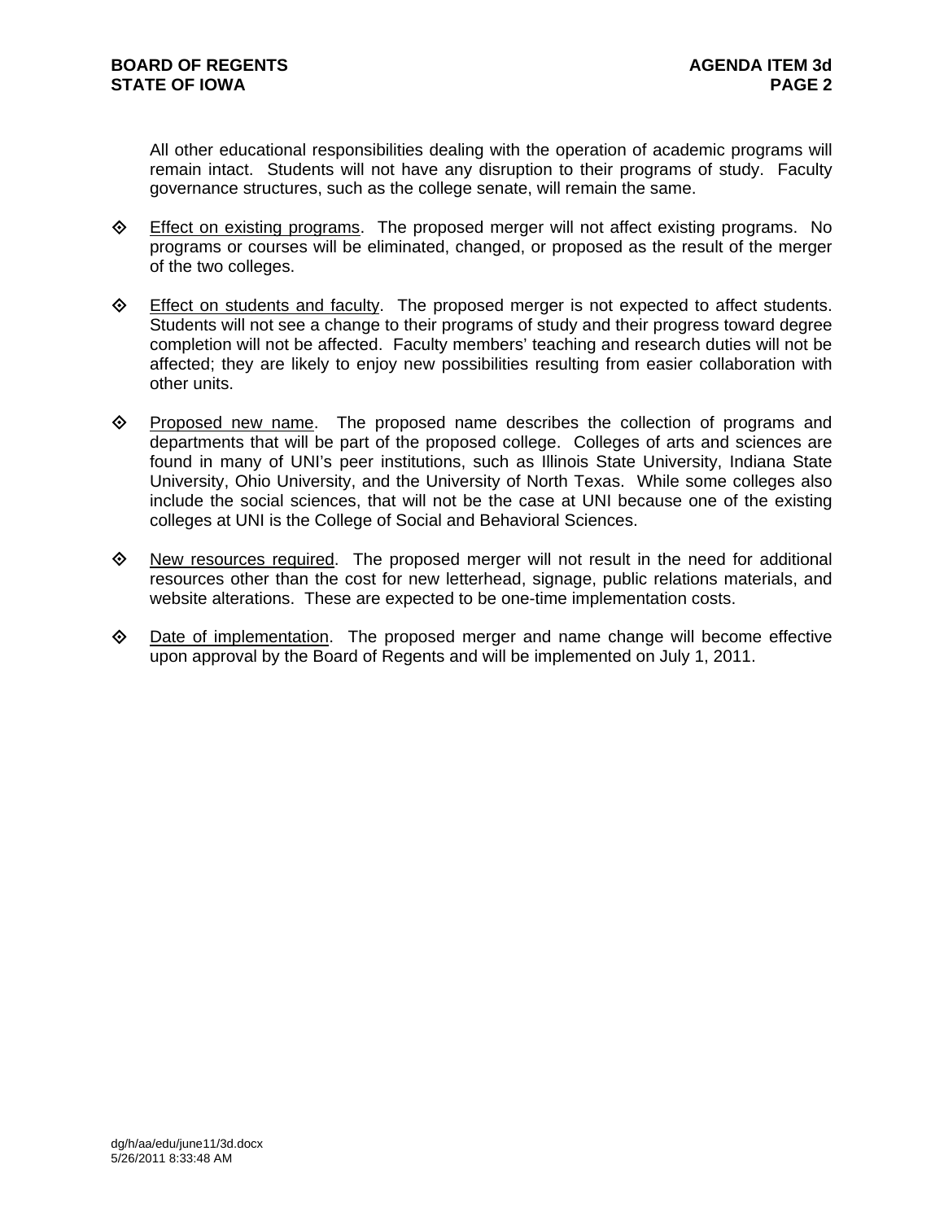All other educational responsibilities dealing with the operation of academic programs will remain intact. Students will not have any disruption to their programs of study. Faculty governance structures, such as the college senate, will remain the same.

- Effect on existing programs. The proposed merger will not affect existing programs. No programs or courses will be eliminated, changed, or proposed as the result of the merger of the two colleges.

- Effect on students and faculty. The proposed merger is not expected to affect students. Students will not see a change to their programs of study and their progress toward degree completion will not be affected. Faculty members' teaching and research duties will not be affected; they are likely to enjoy new possibilities resulting from easier collaboration with other units.

- Proposed new name. The proposed name describes the collection of programs and departments that will be part of the proposed college. Colleges of arts and sciences are found in many of UNI's peer institutions, such as Illinois State University, Indiana State University, Ohio University, and the University of North Texas. While some colleges also include the social sciences, that will not be the case at UNI because one of the existing colleges at UNI is the College of Social and Behavioral Sciences.

- New resources required. The proposed merger will not result in the need for additional resources other than the cost for new letterhead, signage, public relations materials, and website alterations. These are expected to be one-time implementation costs.

- Date of implementation. The proposed merger and name change will become effective upon approval by the Board of Regents and will be implemented on July 1, 2011.

dg/h/aa/edu/june11/3d.docx
5/26/2011 8:33:48 AM